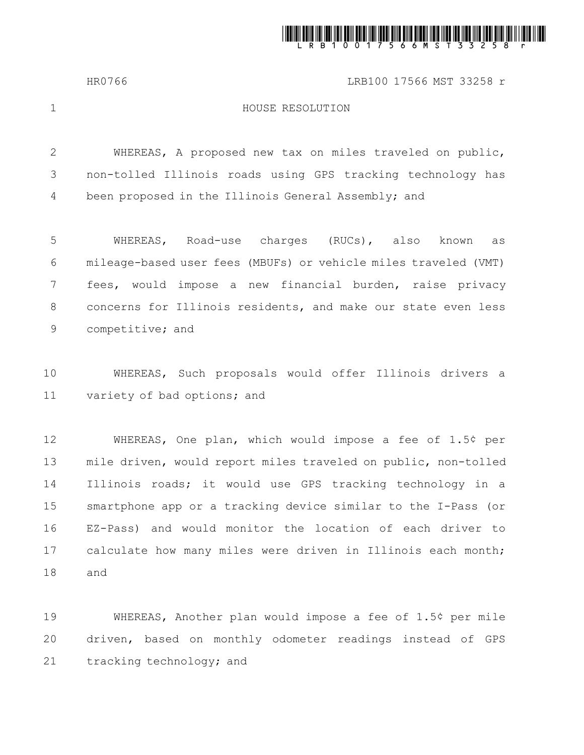HR0766 LRB100 17566 MST 33258 r

# HOUSE RESOLUTION

WHEREAS, A proposed new tax on miles traveled on public, non-tolled Illinois roads using GPS tracking technology has been proposed in the Illinois General Assembly; and

WHEREAS, Road-use charges (RUCs), also known as mileage-based user fees (MBUFs) or vehicle miles traveled (VMT) fees, would impose a new financial burden, raise privacy concerns for Illinois residents, and make our state even less competitive; and

WHEREAS, Such proposals would offer Illinois drivers a variety of bad options; and

WHEREAS, One plan, which would impose a fee of 1.5¢ per mile driven, would report miles traveled on public, non-tolled Illinois roads; it would use GPS tracking technology in a smartphone app or a tracking device similar to the I-Pass (or EZ-Pass) and would monitor the location of each driver to calculate how many miles were driven in Illinois each month; and

WHEREAS, Another plan would impose a fee of 1.5¢ per mile driven, based on monthly odometer readings instead of GPS tracking technology; and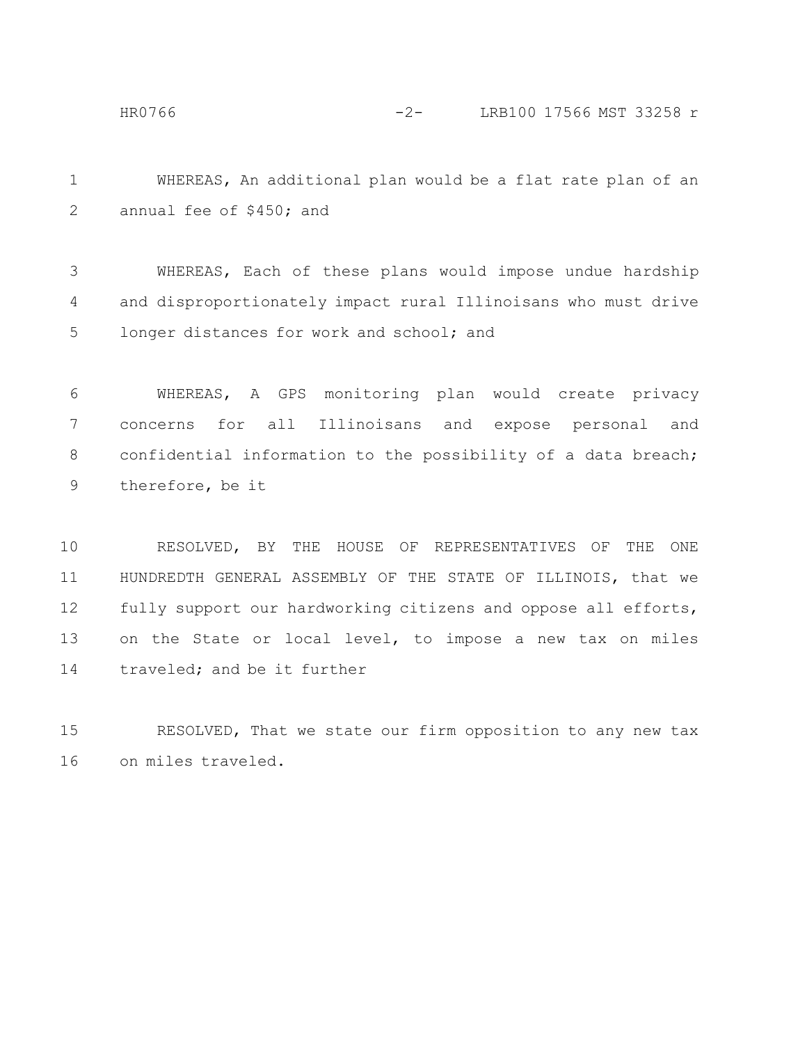WHEREAS, An additional plan would be a flat rate plan of an annual fee of $450; and

WHEREAS, Each of these plans would impose undue hardship and disproportionately impact rural Illinoisans who must drive longer distances for work and school; and

WHEREAS, A GPS monitoring plan would create privacy concerns for all Illinoisans and expose personal and confidential information to the possibility of a data breach; therefore, be it

RESOLVED, BY THE HOUSE OF REPRESENTATIVES OF THE ONE HUNDREDTH GENERAL ASSEMBLY OF THE STATE OF ILLINOIS, that we fully support our hardworking citizens and oppose all efforts, on the State or local level, to impose a new tax on miles traveled; and be it further

RESOLVED, That we state our firm opposition to any new tax on miles traveled.